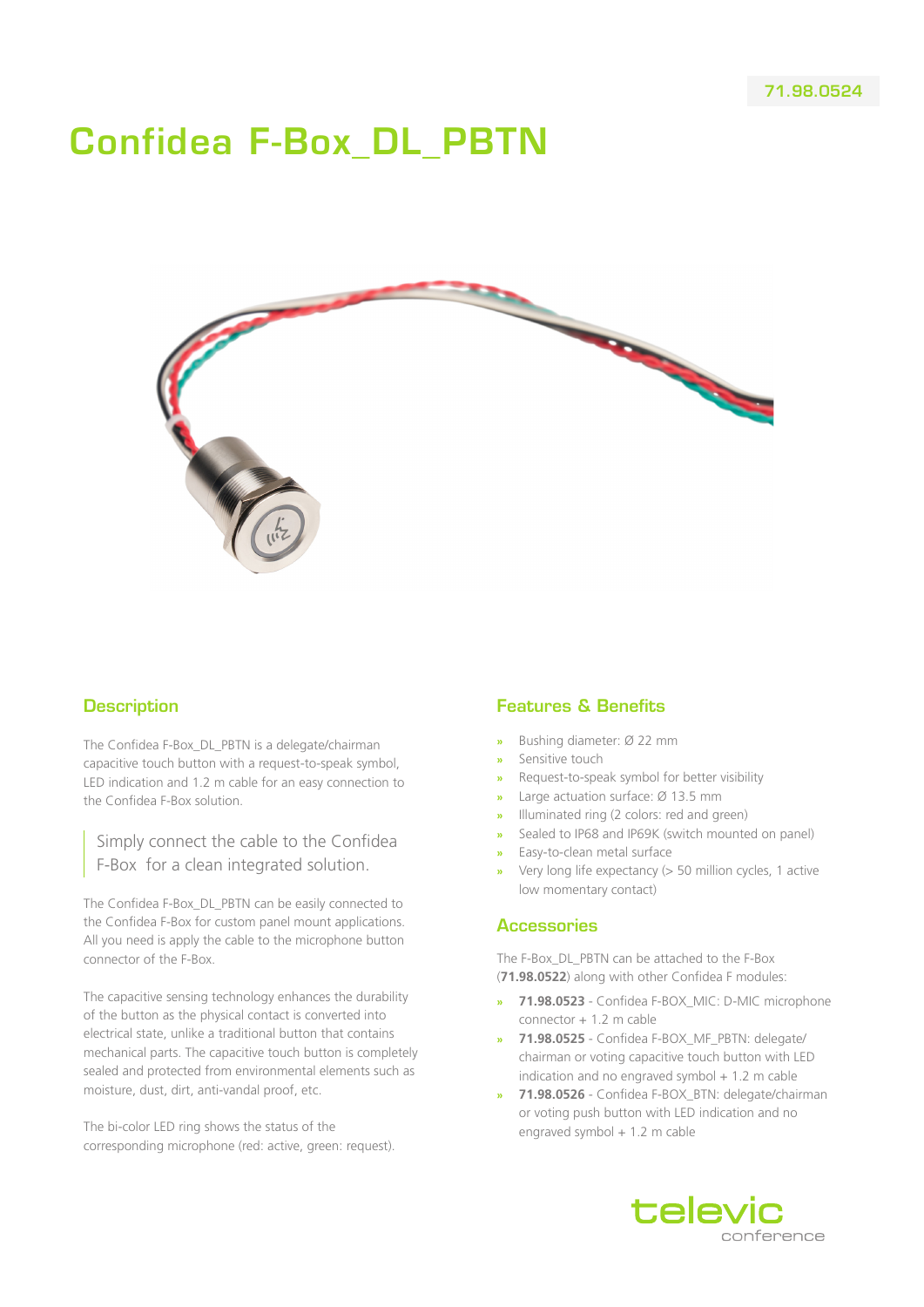71.98.0524

# Confidea F-Box_DL_PBTN

## Description

The Confidea F-Box_DL_PBTN is a delegate/chairman capacitive touch button with a request-to-speak symbol, LED indication and 1.2 m cable for an easy connection to the Confidea F-Box solution.

> Simply connect the cable to the Confidea F-Box for a clean integrated solution.

The Confidea F-Box_DL_PBTN can be easily connected to the Confidea F-Box for custom panel mount applications. All you need is apply the cable to the microphone button connector of the F-Box.

The capacitive sensing technology enhances the durability of the button as the physical contact is converted into electrical state, unlike a traditional button that contains mechanical parts. The capacitive touch button is completely sealed and protected from environmental elements such as moisture, dust, dirt, anti-vandal proof, etc.

The bi-color LED ring shows the status of the corresponding microphone (red: active, green: request).

## Features & Benefits

- Bushing diameter: Ø 22 mm
- Sensitive touch
- Request-to-speak symbol for better visibility
- Large actuation surface: Ø 13.5 mm
- Illuminated ring (2 colors: red and green)
- Sealed to IP68 and IP69K (switch mounted on panel)
- Easy-to-clean metal surface
- Very long life expectancy (> 50 million cycles, 1 active low momentary contact)

## Accessories

The F-Box_DL_PBTN can be attached to the F-Box (**71.98.0522**) along with other Confidea F modules:

- **71.98.0523** - Confidea F-BOX_MIC: D-MIC microphone connector + 1.2 m cable
- **71.98.0525** - Confidea F-BOX_MF_PBTN: delegate/chairman or voting capacitive touch button with LED indication and no engraved symbol + 1.2 m cable
- **71.98.0526** - Confidea F-BOX_BTN: delegate/chairman or voting push button with LED indication and no engraved symbol + 1.2 m cable

televic conference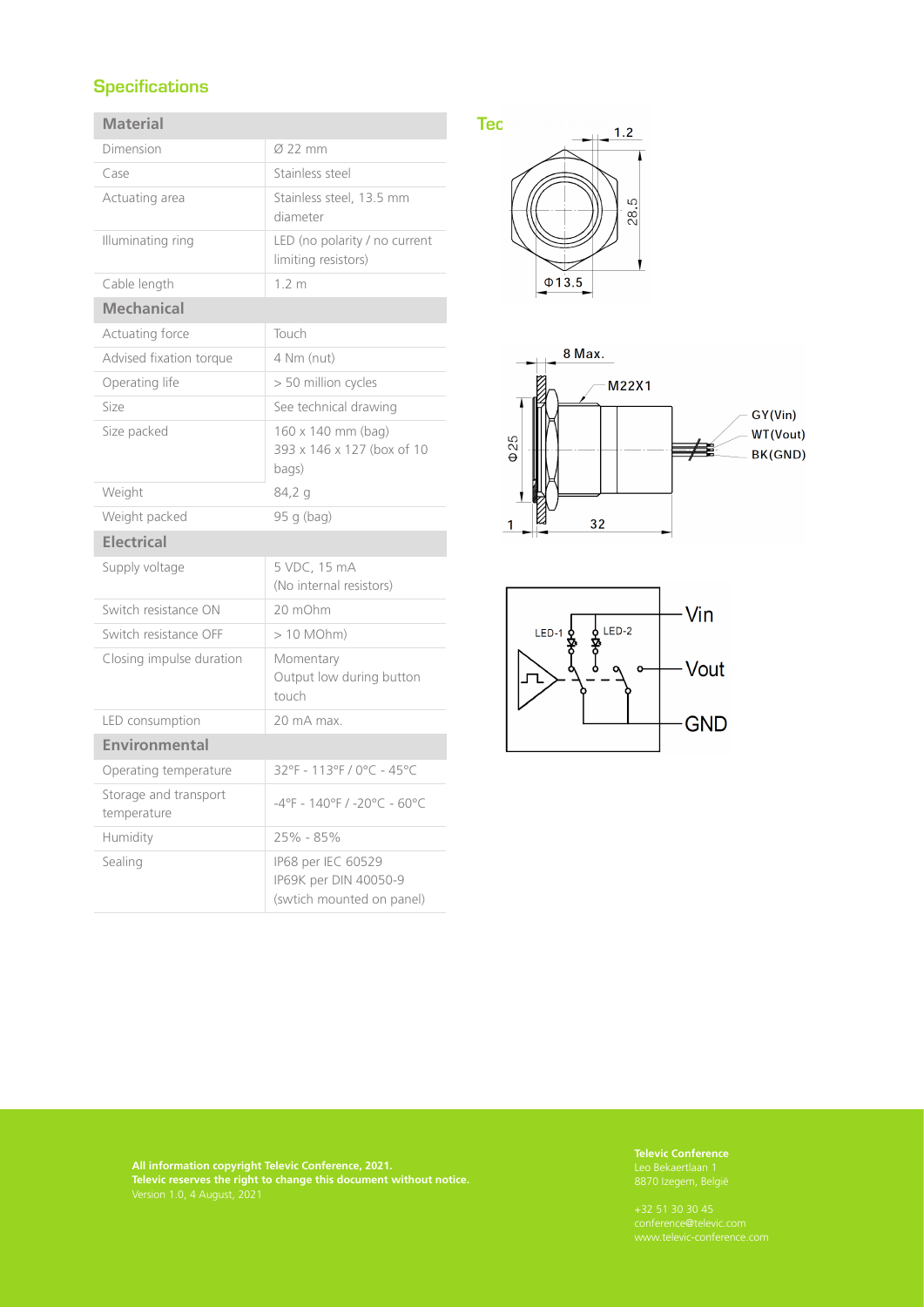## Specifications

| | |
|---|---|
| **Material** | |
| Dimension | Ø 22 mm |
| Case | Stainless steel |
| Actuating area | Stainless steel, 13.5 mm diameter |
| Illuminating ring | LED (no polarity / no current limiting resistors) |
| Cable length | 1.2 m |
| **Mechanical** | |
| Actuating force | Touch |
| Advised fixation torque | 4 Nm (nut) |
| Operating life | > 50 million cycles |
| Size | See technical drawing |
| Size packed | 160 x 140 mm (bag)<br>393 x 146 x 127 (box of 10 bags) |
| Weight | 84,2 g |
| Weight packed | 95 g (bag) |
| **Electrical** | |
| Supply voltage | 5 VDC, 15 mA<br>(No internal resistors) |
| Switch resistance ON | 20 mOhm |
| Switch resistance OFF | > 10 MOhm) |
| Closing impulse duration | Momentary<br>Output low during button touch |
| LED consumption | 20 mA max. |
| **Environmental** | |
| Operating temperature | 32°F - 113°F / 0°C - 45°C |
| Storage and transport temperature | -4°F - 140°F / -20°C - 60°C |
| Humidity | 25% - 85% |
| Sealing | IP68 per IEC 60529<br>IP69K per DIN 40050-9<br>(swtich mounted on panel) |

Tec

1.2
28.5
Φ13.5

8 Max.
M22X1
Φ25
1
32
GY(Vin)
WT(Vout)
BK(GND)

LED-1
LED-2
Vin
Vout
GND

**All information copyright Televic Conference, 2021.**
**Televic reserves the right to change this document without notice.**
Version 1.0, 4 August, 2021

**Televic Conference**
Leo Bekaertlaan 1
8870 Izegem, België

+32 51 30 30 45
conference@televic.com
www.televic-conference.com